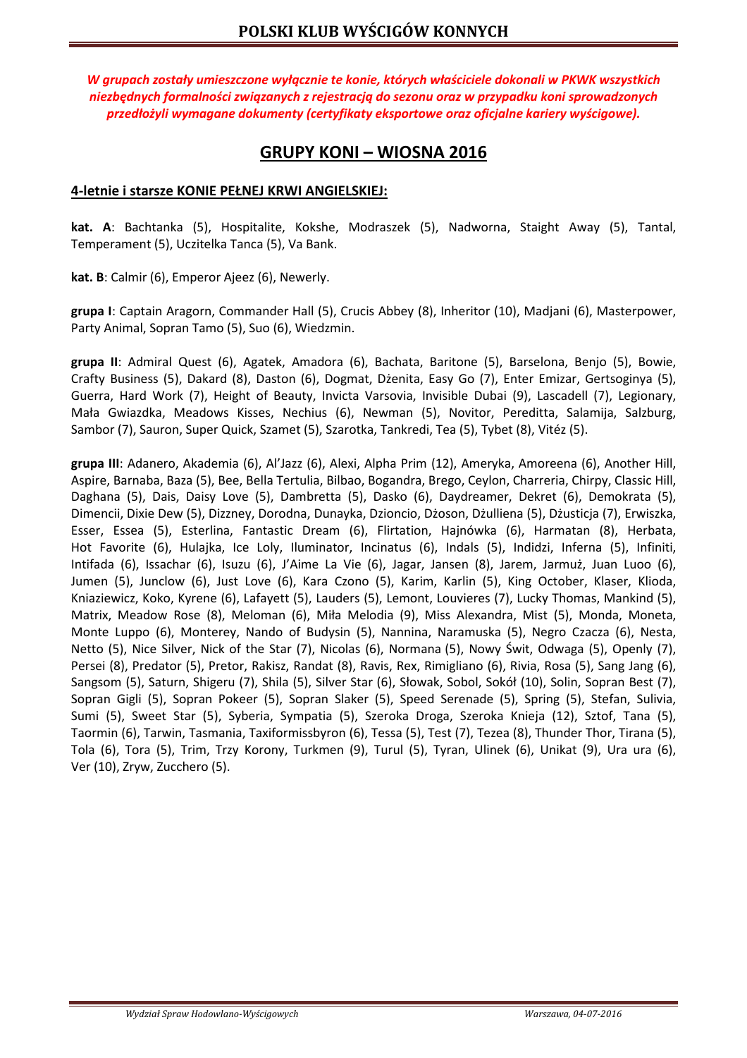# POLSKI KLUB WYŚCIGÓW KONNYCH

*W grupach zostały umieszczone wyłącznie te konie, których właściciele dokonali w PKWK wszystkich niezbędnych formalności związanych z rejestracją do sezonu oraz w przypadku koni sprowadzonych przedłożyli wymagane dokumenty (certyfikaty eksportowe oraz oficjalne kariery wyścigowe).*

## GRUPY KONI – WIOSNA 2016

### 4-letnie i starsze KONIE PEŁNEJ KRWI ANGIELSKIEJ:

**kat. A**: Bachtanka (5), Hospitalite, Kokshe, Modraszek (5), Nadworna, Staight Away (5), Tantal, Temperament (5), Uczitelka Tanca (5), Va Bank.

**kat. B**: Calmir (6), Emperor Ajeez (6), Newerly.

**grupa I**: Captain Aragorn, Commander Hall (5), Crucis Abbey (8), Inheritor (10), Madjani (6), Masterpower, Party Animal, Sopran Tamo (5), Suo (6), Wiedzmin.

**grupa II**: Admiral Quest (6), Agatek, Amadora (6), Bachata, Baritone (5), Barselona, Benjo (5), Bowie, Crafty Business (5), Dakard (8), Daston (6), Dogmat, Dżenita, Easy Go (7), Enter Emizar, Gertsoginya (5), Guerra, Hard Work (7), Height of Beauty, Invicta Varsovia, Invisible Dubai (9), Lascadell (7), Legionary, Mała Gwiazdka, Meadows Kisses, Nechius (6), Newman (5), Novitor, Pereditta, Salamija, Salzburg, Sambor (7), Sauron, Super Quick, Szamet (5), Szarotka, Tankredi, Tea (5), Tybet (8), Vitéz (5).

**grupa III**: Adanero, Akademia (6), Al'Jazz (6), Alexi, Alpha Prim (12), Ameryka, Amoreena (6), Another Hill, Aspire, Barnaba, Baza (5), Bee, Bella Tertulia, Bilbao, Bogandra, Brego, Ceylon, Charreria, Chirpy, Classic Hill, Daghana (5), Dais, Daisy Love (5), Dambretta (5), Dasko (6), Daydreamer, Dekret (6), Demokrata (5), Dimencii, Dixie Dew (5), Dizzney, Dorodna, Dunayka, Dzioncio, Dżoson, Dżulliena (5), Dżusticja (7), Erwiszka, Esser, Essea (5), Esterlina, Fantastic Dream (6), Flirtation, Hajnówka (6), Harmatan (8), Herbata, Hot Favorite (6), Hulajka, Ice Loly, Iluminator, Incinatus (6), Indals (5), Indidzi, Inferna (5), Infiniti, Intifada (6), Issachar (6), Isuzu (6), J'Aime La Vie (6), Jagar, Jansen (8), Jarem, Jarmuż, Juan Luoo (6), Jumen (5), Junclow (6), Just Love (6), Kara Czono (5), Karim, Karlin (5), King October, Klaser, Klioda, Kniaziewicz, Koko, Kyrene (6), Lafayett (5), Lauders (5), Lemont, Louvieres (7), Lucky Thomas, Mankind (5), Matrix, Meadow Rose (8), Meloman (6), Miła Melodia (9), Miss Alexandra, Mist (5), Monda, Moneta, Monte Luppo (6), Monterey, Nando of Budysin (5), Nannina, Naramuska (5), Negro Czacza (6), Nesta, Netto (5), Nice Silver, Nick of the Star (7), Nicolas (6), Normana (5), Nowy Świt, Odwaga (5), Openly (7), Persei (8), Predator (5), Pretor, Rakisz, Randat (8), Ravis, Rex, Rimigliano (6), Rivia, Rosa (5), Sang Jang (6), Sangsom (5), Saturn, Shigeru (7), Shila (5), Silver Star (6), Słowak, Sobol, Sokół (10), Solin, Sopran Best (7), Sopran Gigli (5), Sopran Pokeer (5), Sopran Slaker (5), Speed Serenade (5), Spring (5), Stefan, Sulivia, Sumi (5), Sweet Star (5), Syberia, Sympatia (5), Szeroka Droga, Szeroka Knieja (12), Sztof, Tana (5), Taormin (6), Tarwin, Tasmania, Taxiformissbyron (6), Tessa (5), Test (7), Tezea (8), Thunder Thor, Tirana (5), Tola (6), Tora (5), Trim, Trzy Korony, Turkmen (9), Turul (5), Tyran, Ulinek (6), Unikat (9), Ura ura (6), Ver (10), Zryw, Zucchero (5).

*Wydział Spraw Hodowlano-Wyścigowych* — *Warszawa, 04-07-2016*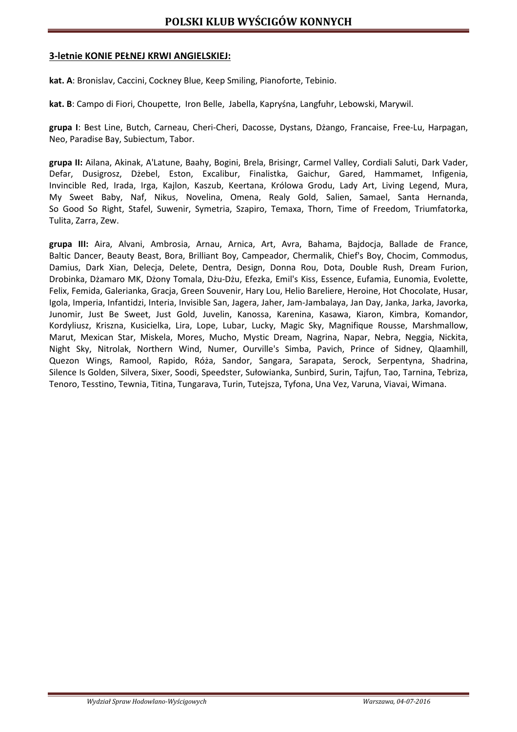**3-letnie KONIE PEŁNEJ KRWI ANGIELSKIEJ:**

**kat. A**: Bronislav, Caccini, Cockney Blue, Keep Smiling, Pianoforte, Tebinio.

**kat. B**: Campo di Fiori, Choupette, Iron Belle, Jabella, Kapryśna, Langfuhr, Lebowski, Marywil.

**grupa I**: Best Line, Butch, Carneau, Cheri-Cheri, Dacosse, Dystans, Dżango, Francaise, Free-Lu, Harpagan, Neo, Paradise Bay, Subiectum, Tabor.

**grupa II:** Ailana, Akinak, A'Latune, Baahy, Bogini, Brela, Brisingr, Carmel Valley, Cordiali Saluti, Dark Vader, Defar, Dusigrosz, Dżebel, Eston, Excalibur, Finalistka, Gaichur, Gared, Hammamet, Infigenia, Invincible Red, Irada, Irga, Kajlon, Kaszub, Keertana, Królowa Grodu, Lady Art, Living Legend, Mura, My Sweet Baby, Naf, Nikus, Novelina, Omena, Realy Gold, Salien, Samael, Santa Hernanda, So Good So Right, Stafel, Suwenir, Symetria, Szapiro, Temaxa, Thorn, Time of Freedom, Triumfatorka, Tulita, Zarra, Zew.

**grupa III:** Aira, Alvani, Ambrosia, Arnau, Arnica, Art, Avra, Bahama, Bajdocja, Ballade de France, Baltic Dancer, Beauty Beast, Bora, Brilliant Boy, Campeador, Chermalik, Chief's Boy, Chocim, Commodus, Damius, Dark Xian, Delecja, Delete, Dentra, Design, Donna Rou, Dota, Double Rush, Dream Furion, Drobinka, Dżamaro MK, Dżony Tomala, Dżu-Dżu, Efezka, Emil's Kiss, Essence, Eufamia, Eunomia, Evolette, Felix, Femida, Galerianka, Gracja, Green Souvenir, Hary Lou, Helio Bareliere, Heroine, Hot Chocolate, Husar, Igola, Imperia, Infantidzi, Interia, Invisible San, Jagera, Jaher, Jam-Jambalaya, Jan Day, Janka, Jarka, Javorka, Junomir, Just Be Sweet, Just Gold, Juvelin, Kanossa, Karenina, Kasawa, Kiaron, Kimbra, Komandor, Kordyliusz, Kriszna, Kusicielka, Lira, Lope, Lubar, Lucky, Magic Sky, Magnifique Rousse, Marshmallow, Marut, Mexican Star, Miskela, Mores, Mucho, Mystic Dream, Nagrina, Napar, Nebra, Neggia, Nickita, Night Sky, Nitrolak, Northern Wind, Numer, Ourville's Simba, Pavich, Prince of Sidney, Qlaamhill, Quezon Wings, Ramool, Rapido, Róża, Sandor, Sangara, Sarapata, Serock, Serpentyna, Shadrina, Silence Is Golden, Silvera, Sixer, Soodi, Speedster, Sułowianka, Sunbird, Surin, Tajfun, Tao, Tarnina, Tebriza, Tenoro, Tesstino, Tewnia, Titina, Tungarava, Turin, Tutejsza, Tyfona, Una Vez, Varuna, Viavai, Wimana.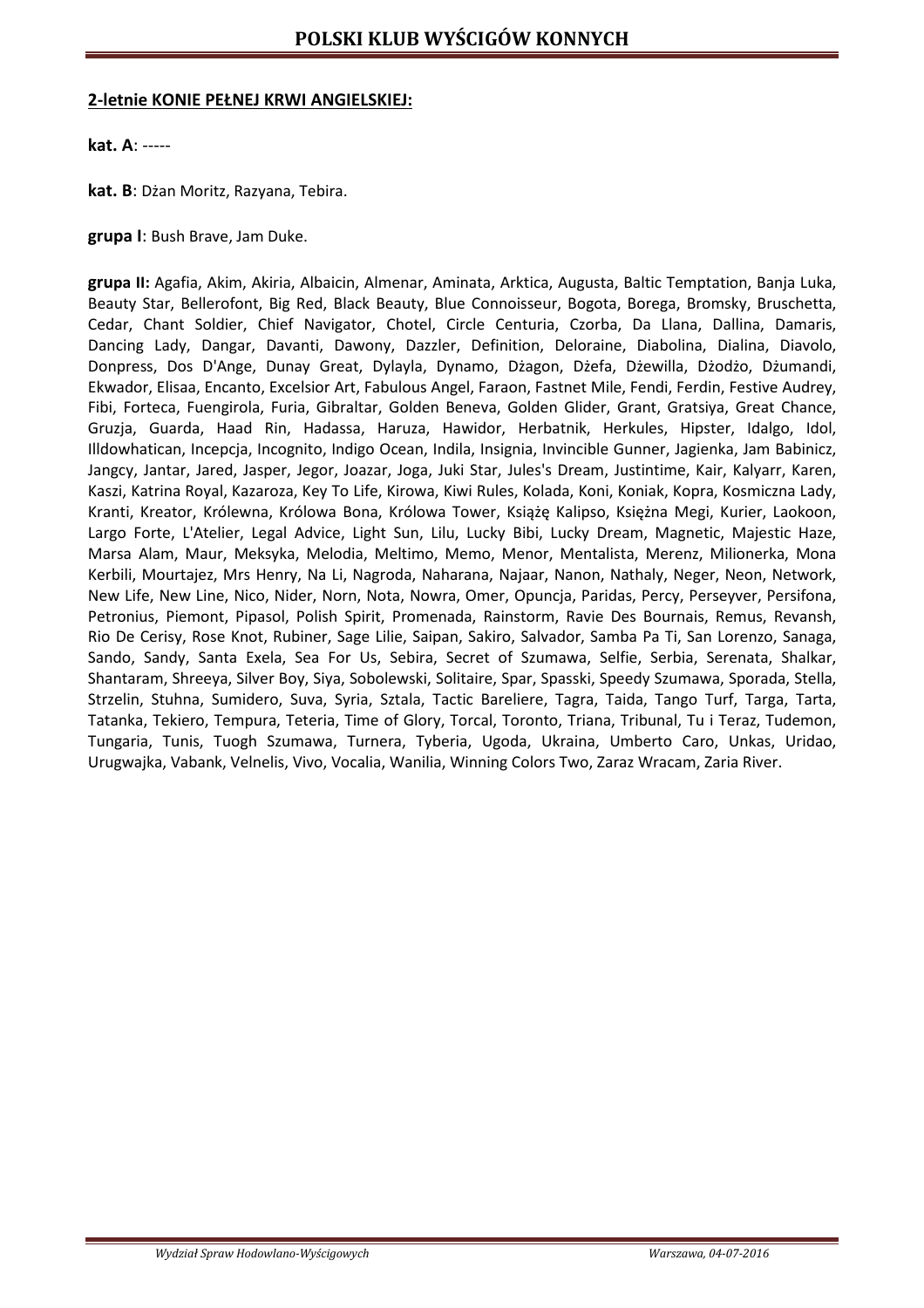**2-letnie KONIE PEŁNEJ KRWI ANGIELSKIEJ:**

**kat. A**: -----

**kat. B**: Dżan Moritz, Razyana, Tebira.

**grupa I**: Bush Brave, Jam Duke.

**grupa II:** Agafia, Akim, Akiria, Albaicin, Almenar, Aminata, Arktica, Augusta, Baltic Temptation, Banja Luka, Beauty Star, Bellerofont, Big Red, Black Beauty, Blue Connoisseur, Bogota, Borega, Bromsky, Bruschetta, Cedar, Chant Soldier, Chief Navigator, Chotel, Circle Centuria, Czorba, Da Llana, Dallina, Damaris, Dancing Lady, Dangar, Davanti, Dawony, Dazzler, Definition, Deloraine, Diabolina, Dialina, Diavolo, Donpress, Dos D'Ange, Dunay Great, Dylayla, Dynamo, Dżagon, Dżefa, Dżewilla, Dżodżo, Dżumandi, Ekwador, Elisaa, Encanto, Excelsior Art, Fabulous Angel, Faraon, Fastnet Mile, Fendi, Ferdin, Festive Audrey, Fibi, Forteca, Fuengirola, Furia, Gibraltar, Golden Beneva, Golden Glider, Grant, Gratsiya, Great Chance, Gruzja, Guarda, Haad Rin, Hadassa, Haruza, Hawidor, Herbatnik, Herkules, Hipster, Idalgo, Idol, Illdowhatican, Incepcja, Incognito, Indigo Ocean, Indila, Insignia, Invincible Gunner, Jagienka, Jam Babinicz, Jangcy, Jantar, Jared, Jasper, Jegor, Joazar, Joga, Juki Star, Jules's Dream, Justintime, Kair, Kalyarr, Karen, Kaszi, Katrina Royal, Kazaroza, Key To Life, Kirowa, Kiwi Rules, Kolada, Koni, Koniak, Kopra, Kosmiczna Lady, Kranti, Kreator, Królewna, Królowa Bona, Królowa Tower, Książę Kalipso, Księżna Megi, Kurier, Laokoon, Largo Forte, L'Atelier, Legal Advice, Light Sun, Lilu, Lucky Bibi, Lucky Dream, Magnetic, Majestic Haze, Marsa Alam, Maur, Meksyka, Melodia, Meltimo, Memo, Menor, Mentalista, Merenz, Milionerka, Mona Kerbili, Mourtajez, Mrs Henry, Na Li, Nagroda, Naharana, Najaar, Nanon, Nathaly, Neger, Neon, Network, New Life, New Line, Nico, Nider, Norn, Nota, Nowra, Omer, Opuncja, Paridas, Percy, Perseyver, Persifona, Petronius, Piemont, Pipasol, Polish Spirit, Promenada, Rainstorm, Ravie Des Bournais, Remus, Revansh, Rio De Cerisy, Rose Knot, Rubiner, Sage Lilie, Saipan, Sakiro, Salvador, Samba Pa Ti, San Lorenzo, Sanaga, Sando, Sandy, Santa Exela, Sea For Us, Sebira, Secret of Szumawa, Selfie, Serbia, Serenata, Shalkar, Shantaram, Shreeya, Silver Boy, Siya, Sobolewski, Solitaire, Spar, Spasski, Speedy Szumawa, Sporada, Stella, Strzelin, Stuhna, Sumidero, Suva, Syria, Sztala, Tactic Bareliere, Tagra, Taida, Tango Turf, Targa, Tarta, Tatanka, Tekiero, Tempura, Teteria, Time of Glory, Torcal, Toronto, Triana, Tribunal, Tu i Teraz, Tudemon, Tungaria, Tunis, Tuogh Szumawa, Turnera, Tyberia, Ugoda, Ukraina, Umberto Caro, Unkas, Uridao, Urugwajka, Vabank, Velnelis, Vivo, Vocalia, Wanilia, Winning Colors Two, Zaraz Wracam, Zaria River.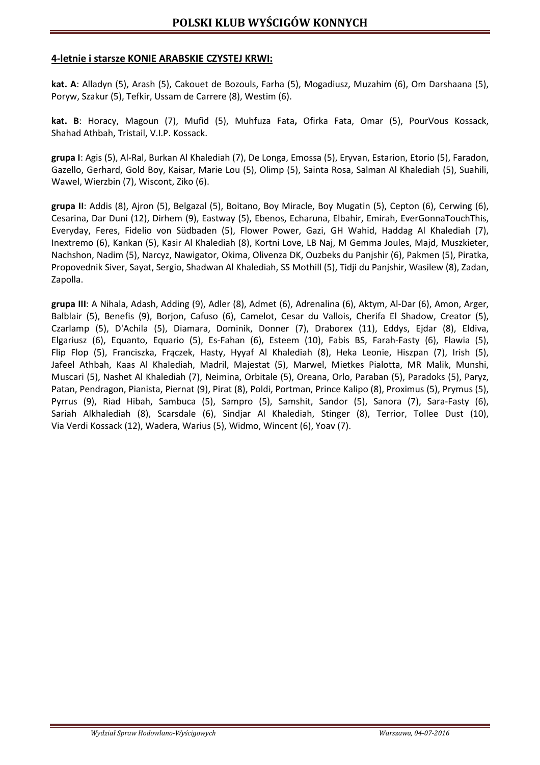**4-letnie i starsze KONIE ARABSKIE CZYSTEJ KRWI:**

**kat. A**: Alladyn (5), Arash (5), Cakouet de Bozouls, Farha (5), Mogadiusz, Muzahim (6), Om Darshaana (5), Poryw, Szakur (5), Tefkir, Ussam de Carrere (8), Westim (6).

**kat. B**: Horacy, Magoun (7), Mufid (5), Muhfuza Fata**,** Ofirka Fata, Omar (5), PourVous Kossack, Shahad Athbah, Tristail, V.I.P. Kossack.

**grupa I**: Agis (5), Al-Ral, Burkan Al Khalediah (7), De Longa, Emossa (5), Eryvan, Estarion, Etorio (5), Faradon, Gazello, Gerhard, Gold Boy, Kaisar, Marie Lou (5), Olimp (5), Sainta Rosa, Salman Al Khalediah (5), Suahili, Wawel, Wierzbin (7), Wiscont, Ziko (6).

**grupa II**: Addis (8), Ajron (5), Belgazal (5), Boitano, Boy Miracle, Boy Mugatin (5), Cepton (6), Cerwing (6), Cesarina, Dar Duni (12), Dirhem (9), Eastway (5), Ebenos, Echaruna, Elbahir, Emirah, EverGonnaTouchThis, Everyday, Feres, Fidelio von Südbaden (5), Flower Power, Gazi, GH Wahid, Haddag Al Khalediah (7), Inextremo (6), Kankan (5), Kasir Al Khalediah (8), Kortni Love, LB Naj, M Gemma Joules, Majd, Muszkieter, Nachshon, Nadim (5), Narcyz, Nawigator, Okima, Olivenza DK, Ouzbeks du Panjshir (6), Pakmen (5), Piratka, Propovednik Siver, Sayat, Sergio, Shadwan Al Khalediah, SS Mothill (5), Tidji du Panjshir, Wasilew (8), Zadan, Zapolla.

**grupa III**: A Nihala, Adash, Adding (9), Adler (8), Admet (6), Adrenalina (6), Aktym, Al-Dar (6), Amon, Arger, Balblair (5), Benefis (9), Borjon, Cafuso (6), Camelot, Cesar du Vallois, Cherifa El Shadow, Creator (5), Czarlamp (5), D'Achila (5), Diamara, Dominik, Donner (7), Draborex (11), Eddys, Ejdar (8), Eldiva, Elgariusz (6), Equanto, Equario (5), Es-Fahan (6), Esteem (10), Fabis BS, Farah-Fasty (6), Flawia (5), Flip Flop (5), Franciszka, Frączek, Hasty, Hyyaf Al Khalediah (8), Heka Leonie, Hiszpan (7), Irish (5), Jafeel Athbah, Kaas Al Khalediah, Madril, Majestat (5), Marwel, Mietkes Pialotta, MR Malik, Munshi, Muscari (5), Nashet Al Khalediah (7), Neimina, Orbitale (5), Oreana, Orlo, Paraban (5), Paradoks (5), Paryz, Patan, Pendragon, Pianista, Piernat (9), Pirat (8), Poldi, Portman, Prince Kalipo (8), Proximus (5), Prymus (5), Pyrrus (9), Riad Hibah, Sambuca (5), Sampro (5), Samshit, Sandor (5), Sanora (7), Sara-Fasty (6), Sariah Alkhalediah (8), Scarsdale (6), Sindjar Al Khalediah, Stinger (8), Terrior, Tollee Dust (10), Via Verdi Kossack (12), Wadera, Warius (5), Widmo, Wincent (6), Yoav (7).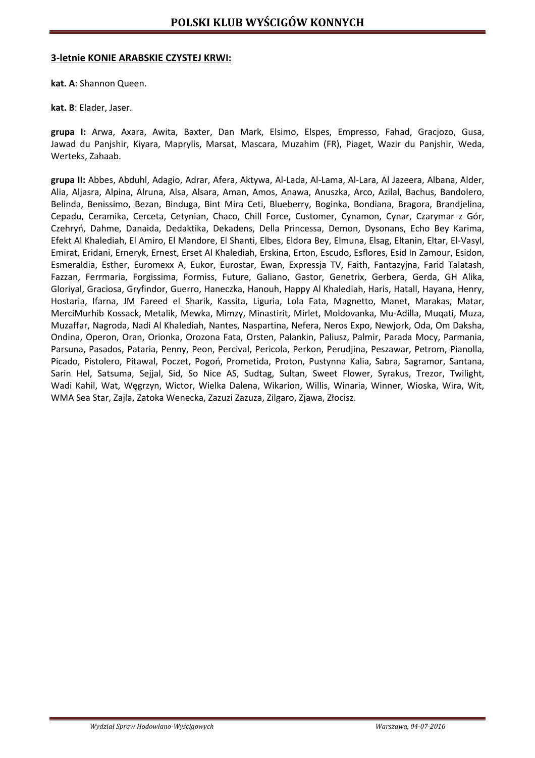**3-letnie KONIE ARABSKIE CZYSTEJ KRWI:**

**kat. A**: Shannon Queen.

**kat. B**: Elader, Jaser.

**grupa I:** Arwa, Axara, Awita, Baxter, Dan Mark, Elsimo, Elspes, Empresso, Fahad, Gracjozo, Gusa, Jawad du Panjshir, Kiyara, Maprylis, Marsat, Mascara, Muzahim (FR), Piaget, Wazir du Panjshir, Weda, Werteks, Zahaab.

**grupa II:** Abbes, Abduhl, Adagio, Adrar, Afera, Aktywa, Al-Lada, Al-Lama, Al-Lara, Al Jazeera, Albana, Alder, Alia, Aljasra, Alpina, Alruna, Alsa, Alsara, Aman, Amos, Anawa, Anuszka, Arco, Azilal, Bachus, Bandolero, Belinda, Benissimo, Bezan, Binduga, Bint Mira Ceti, Blueberry, Boginka, Bondiana, Bragora, Brandjelina, Cepadu, Ceramika, Cerceta, Cetynian, Chaco, Chill Force, Customer, Cynamon, Cynar, Czarymar z Gór, Czehryń, Dahme, Danaida, Dedaktika, Dekadens, Della Princessa, Demon, Dysonans, Echo Bey Karima, Efekt Al Khalediah, El Amiro, El Mandore, El Shanti, Elbes, Eldora Bey, Elmuna, Elsag, Eltanin, Eltar, El-Vasyl, Emirat, Eridani, Erneryk, Ernest, Erset Al Khalediah, Erskina, Erton, Escudo, Esflores, Esid In Zamour, Esidon, Esmeraldia, Esther, Euromexx A, Eukor, Eurostar, Ewan, Expressja TV, Faith, Fantazyjna, Farid Talatash, Fazzan, Ferrmaria, Forgissima, Formiss, Future, Galiano, Gastor, Genetrix, Gerbera, Gerda, GH Alika, Gloriyal, Graciosa, Gryfindor, Guerro, Haneczka, Hanouh, Happy Al Khalediah, Haris, Hatall, Hayana, Henry, Hostaria, Ifarna, JM Fareed el Sharik, Kassita, Liguria, Lola Fata, Magnetto, Manet, Marakas, Matar, MerciMurhib Kossack, Metalik, Mewka, Mimzy, Minastirit, Mirlet, Moldovanka, Mu-Adilla, Muqati, Muza, Muzaffar, Nagroda, Nadi Al Khalediah, Nantes, Naspartina, Nefera, Neros Expo, Newjork, Oda, Om Daksha, Ondina, Operon, Oran, Orionka, Orozona Fata, Orsten, Palankin, Paliusz, Palmir, Parada Mocy, Parmania, Parsuna, Pasados, Pataria, Penny, Peon, Percival, Pericola, Perkon, Perudjina, Peszawar, Petrom, Pianolla, Picado, Pistolero, Pitawal, Poczet, Pogoń, Prometida, Proton, Pustynna Kalia, Sabra, Sagramor, Santana, Sarin Hel, Satsuma, Sejjal, Sid, So Nice AS, Sudtag, Sultan, Sweet Flower, Syrakus, Trezor, Twilight, Wadi Kahil, Wat, Węgrzyn, Wictor, Wielka Dalena, Wikarion, Willis, Winaria, Winner, Wioska, Wira, Wit, WMA Sea Star, Zajla, Zatoka Wenecka, Zazuzi Zazuza, Zilgaro, Zjawa, Złocisz.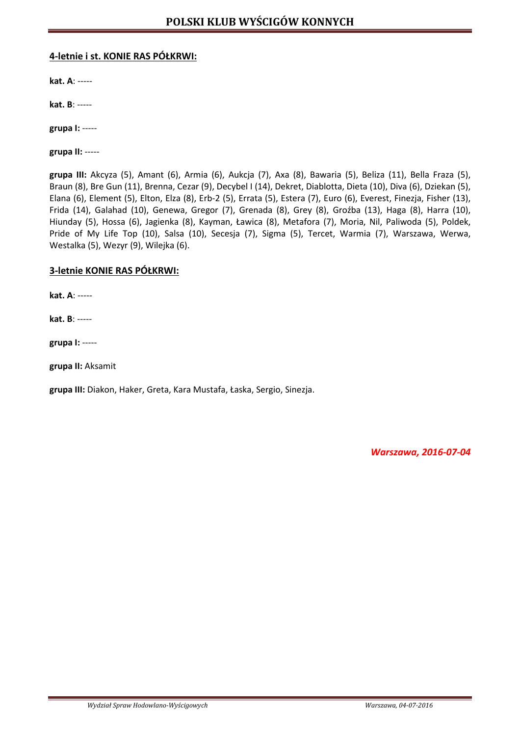## 4-letnie i st. KONIE RAS PÓŁKRWI:

**kat. A**: -----

**kat. B**: -----

**grupa I:** -----

**grupa II:** -----

**grupa III:** Akcyza (5), Amant (6), Armia (6), Aukcja (7), Axa (8), Bawaria (5), Beliza (11), Bella Fraza (5), Braun (8), Bre Gun (11), Brenna, Cezar (9), Decybel I (14), Dekret, Diablotta, Dieta (10), Diva (6), Dziekan (5), Elana (6), Element (5), Elton, Elza (8), Erb-2 (5), Errata (5), Estera (7), Euro (6), Everest, Finezja, Fisher (13), Frida (14), Galahad (10), Genewa, Gregor (7), Grenada (8), Grey (8), Groźba (13), Haga (8), Harra (10), Hiunday (5), Hossa (6), Jagienka (8), Kayman, Ławica (8), Metafora (7), Moria, Nil, Paliwoda (5), Poldek, Pride of My Life Top (10), Salsa (10), Secesja (7), Sigma (5), Tercet, Warmia (7), Warszawa, Werwa, Westalka (5), Wezyr (9), Wilejka (6).

## 3-letnie KONIE RAS PÓŁKRWI:

**kat. A**: -----

**kat. B**: -----

**grupa I:** -----

**grupa II:** Aksamit

**grupa III:** Diakon, Haker, Greta, Kara Mustafa, Łaska, Sergio, Sinezja.

*Warszawa, 2016-07-04*